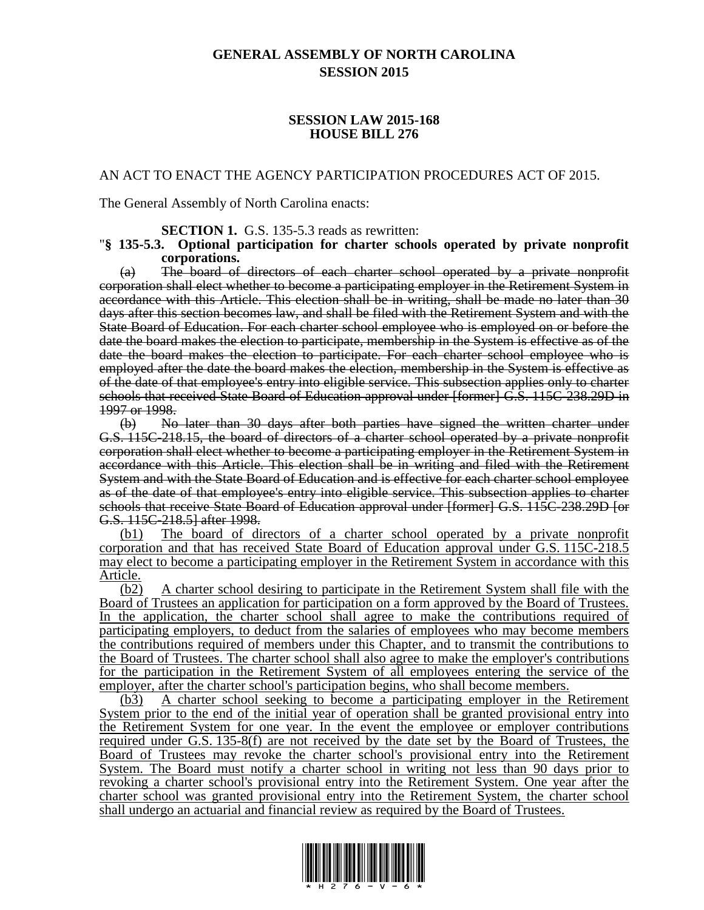# GENERAL ASSEMBLY OF NORTH CAROLINA
## SESSION 2015

### SESSION LAW 2015-168
### HOUSE BILL 276

AN ACT TO ENACT THE AGENCY PARTICIPATION PROCEDURES ACT OF 2015.

The General Assembly of North Carolina enacts:

**SECTION 1.** G.S. 135-5.3 reads as rewritten:

"**§ 135-5.3. Optional participation for charter schools operated by private nonprofit corporations.**

(a) ~~The board of directors of each charter school operated by a private nonprofit corporation shall elect whether to become a participating employer in the Retirement System in accordance with this Article. This election shall be in writing, shall be made no later than 30 days after this section becomes law, and shall be filed with the Retirement System and with the State Board of Education. For each charter school employee who is employed on or before the date the board makes the election to participate, membership in the System is effective as of the date the board makes the election to participate. For each charter school employee who is employed after the date the board makes the election, membership in the System is effective as of the date of that employee's entry into eligible service. This subsection applies only to charter schools that received State Board of Education approval under [former] G.S. 115C-238.29D in 1997 or 1998.~~

(b) ~~No later than 30 days after both parties have signed the written charter under G.S. 115C-218.15, the board of directors of a charter school operated by a private nonprofit corporation shall elect whether to become a participating employer in the Retirement System in accordance with this Article. This election shall be in writing and filed with the Retirement System and with the State Board of Education and is effective for each charter school employee as of the date of that employee's entry into eligible service. This subsection applies to charter schools that receive State Board of Education approval under [former] G.S. 115C-238.29D [or G.S. 115C-218.5] after 1998.~~

<u>(b1) The board of directors of a charter school operated by a private nonprofit corporation and that has received State Board of Education approval under G.S. 115C-218.5 may elect to become a participating employer in the Retirement System in accordance with this Article.</u>

<u>(b2) A charter school desiring to participate in the Retirement System shall file with the Board of Trustees an application for participation on a form approved by the Board of Trustees. In the application, the charter school shall agree to make the contributions required of participating employers, to deduct from the salaries of employees who may become members the contributions required of members under this Chapter, and to transmit the contributions to the Board of Trustees. The charter school shall also agree to make the employer's contributions for the participation in the Retirement System of all employees entering the service of the employer, after the charter school's participation begins, who shall become members.</u>

<u>(b3) A charter school seeking to become a participating employer in the Retirement System prior to the end of the initial year of operation shall be granted provisional entry into the Retirement System for one year. In the event the employee or employer contributions required under G.S. 135-8(f) are not received by the date set by the Board of Trustees, the Board of Trustees may revoke the charter school's provisional entry into the Retirement System. The Board must notify a charter school in writing not less than 90 days prior to revoking a charter school's provisional entry into the Retirement System. One year after the charter school was granted provisional entry into the Retirement System, the charter school shall undergo an actuarial and financial review as required by the Board of Trustees.</u>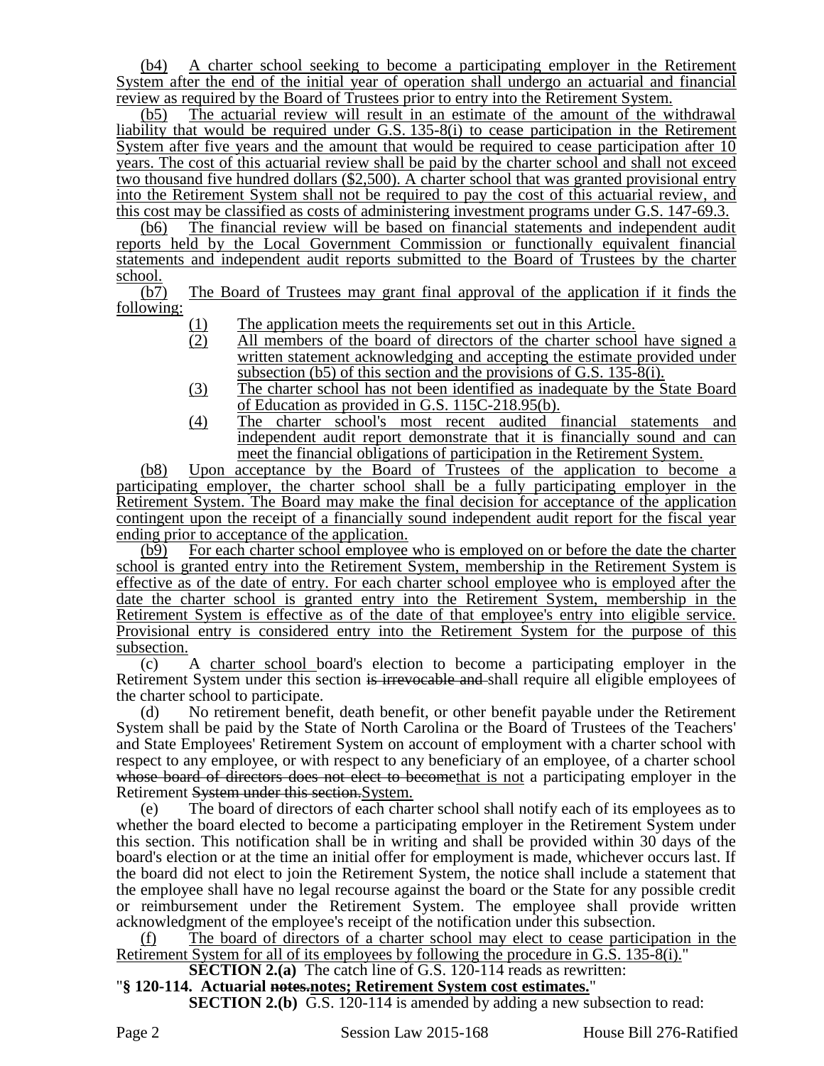(b4) A charter school seeking to become a participating employer in the Retirement System after the end of the initial year of operation shall undergo an actuarial and financial review as required by the Board of Trustees prior to entry into the Retirement System.

(b5) The actuarial review will result in an estimate of the amount of the withdrawal liability that would be required under G.S. 135-8(i) to cease participation in the Retirement System after five years and the amount that would be required to cease participation after 10 years. The cost of this actuarial review shall be paid by the charter school and shall not exceed two thousand five hundred dollars ($2,500). A charter school that was granted provisional entry into the Retirement System shall not be required to pay the cost of this actuarial review, and this cost may be classified as costs of administering investment programs under G.S. 147-69.3.

(b6) The financial review will be based on financial statements and independent audit reports held by the Local Government Commission or functionally equivalent financial statements and independent audit reports submitted to the Board of Trustees by the charter school.

(b7) The Board of Trustees may grant final approval of the application if it finds the following:

(1) The application meets the requirements set out in this Article.

(2) All members of the board of directors of the charter school have signed a written statement acknowledging and accepting the estimate provided under subsection (b5) of this section and the provisions of G.S. 135-8(i).

(3) The charter school has not been identified as inadequate by the State Board of Education as provided in G.S. 115C-218.95(b).

(4) The charter school's most recent audited financial statements and independent audit report demonstrate that it is financially sound and can meet the financial obligations of participation in the Retirement System.

(b8) Upon acceptance by the Board of Trustees of the application to become a participating employer, the charter school shall be a fully participating employer in the Retirement System. The Board may make the final decision for acceptance of the application contingent upon the receipt of a financially sound independent audit report for the fiscal year ending prior to acceptance of the application.

(b9) For each charter school employee who is employed on or before the date the charter school is granted entry into the Retirement System, membership in the Retirement System is effective as of the date of entry. For each charter school employee who is employed after the date the charter school is granted entry into the Retirement System, membership in the Retirement System is effective as of the date of that employee's entry into eligible service. Provisional entry is considered entry into the Retirement System for the purpose of this subsection.

(c) A charter school board's election to become a participating employer in the Retirement System under this section ~~is irrevocable and~~ shall require all eligible employees of the charter school to participate.

(d) No retirement benefit, death benefit, or other benefit payable under the Retirement System shall be paid by the State of North Carolina or the Board of Trustees of the Teachers' and State Employees' Retirement System on account of employment with a charter school with respect to any employee, or with respect to any beneficiary of an employee, of a charter school ~~whose board of directors does not elect to become~~that is not a participating employer in the Retirement ~~System under this section.~~System.

(e) The board of directors of each charter school shall notify each of its employees as to whether the board elected to become a participating employer in the Retirement System under this section. This notification shall be in writing and shall be provided within 30 days of the board's election or at the time an initial offer for employment is made, whichever occurs last. If the board did not elect to join the Retirement System, the notice shall include a statement that the employee shall have no legal recourse against the board or the State for any possible credit or reimbursement under the Retirement System. The employee shall provide written acknowledgment of the employee's receipt of the notification under this subsection.

(f) The board of directors of a charter school may elect to cease participation in the Retirement System for all of its employees by following the procedure in G.S. 135-8(i)."

**SECTION 2.(a)** The catch line of G.S. 120-114 reads as rewritten:

"**§ 120-114. Actuarial ~~notes.~~notes; Retirement System cost estimates.**"

**SECTION 2.(b)** G.S. 120-114 is amended by adding a new subsection to read: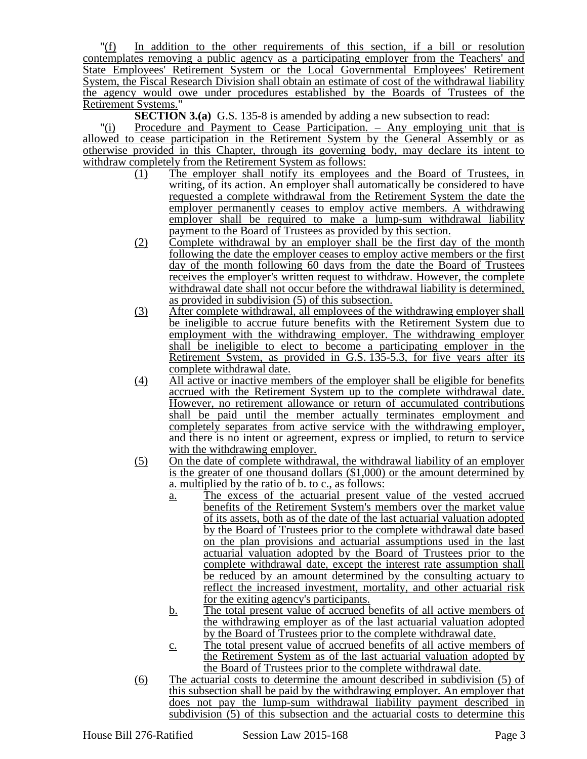"(f) In addition to the other requirements of this section, if a bill or resolution contemplates removing a public agency as a participating employer from the Teachers' and State Employees' Retirement System or the Local Governmental Employees' Retirement System, the Fiscal Research Division shall obtain an estimate of cost of the withdrawal liability the agency would owe under procedures established by the Boards of Trustees of the Retirement Systems."

**SECTION 3.(a)** G.S. 135-8 is amended by adding a new subsection to read:

"(i) Procedure and Payment to Cease Participation. – Any employing unit that is allowed to cease participation in the Retirement System by the General Assembly or as otherwise provided in this Chapter, through its governing body, may declare its intent to withdraw completely from the Retirement System as follows:

(1) The employer shall notify its employees and the Board of Trustees, in writing, of its action. An employer shall automatically be considered to have requested a complete withdrawal from the Retirement System the date the employer permanently ceases to employ active members. A withdrawing employer shall be required to make a lump-sum withdrawal liability payment to the Board of Trustees as provided by this section.

(2) Complete withdrawal by an employer shall be the first day of the month following the date the employer ceases to employ active members or the first day of the month following 60 days from the date the Board of Trustees receives the employer's written request to withdraw. However, the complete withdrawal date shall not occur before the withdrawal liability is determined, as provided in subdivision (5) of this subsection.

(3) After complete withdrawal, all employees of the withdrawing employer shall be ineligible to accrue future benefits with the Retirement System due to employment with the withdrawing employer. The withdrawing employer shall be ineligible to elect to become a participating employer in the Retirement System, as provided in G.S. 135-5.3, for five years after its complete withdrawal date.

(4) All active or inactive members of the employer shall be eligible for benefits accrued with the Retirement System up to the complete withdrawal date. However, no retirement allowance or return of accumulated contributions shall be paid until the member actually terminates employment and completely separates from active service with the withdrawing employer, and there is no intent or agreement, express or implied, to return to service with the withdrawing employer.

(5) On the date of complete withdrawal, the withdrawal liability of an employer is the greater of one thousand dollars ($1,000) or the amount determined by a. multiplied by the ratio of b. to c., as follows:

a. The excess of the actuarial present value of the vested accrued benefits of the Retirement System's members over the market value of its assets, both as of the date of the last actuarial valuation adopted by the Board of Trustees prior to the complete withdrawal date based on the plan provisions and actuarial assumptions used in the last actuarial valuation adopted by the Board of Trustees prior to the complete withdrawal date, except the interest rate assumption shall be reduced by an amount determined by the consulting actuary to reflect the increased investment, mortality, and other actuarial risk for the exiting agency's participants.

b. The total present value of accrued benefits of all active members of the withdrawing employer as of the last actuarial valuation adopted by the Board of Trustees prior to the complete withdrawal date.

c. The total present value of accrued benefits of all active members of the Retirement System as of the last actuarial valuation adopted by the Board of Trustees prior to the complete withdrawal date.

(6) The actuarial costs to determine the amount described in subdivision (5) of this subsection shall be paid by the withdrawing employer. An employer that does not pay the lump-sum withdrawal liability payment described in subdivision (5) of this subsection and the actuarial costs to determine this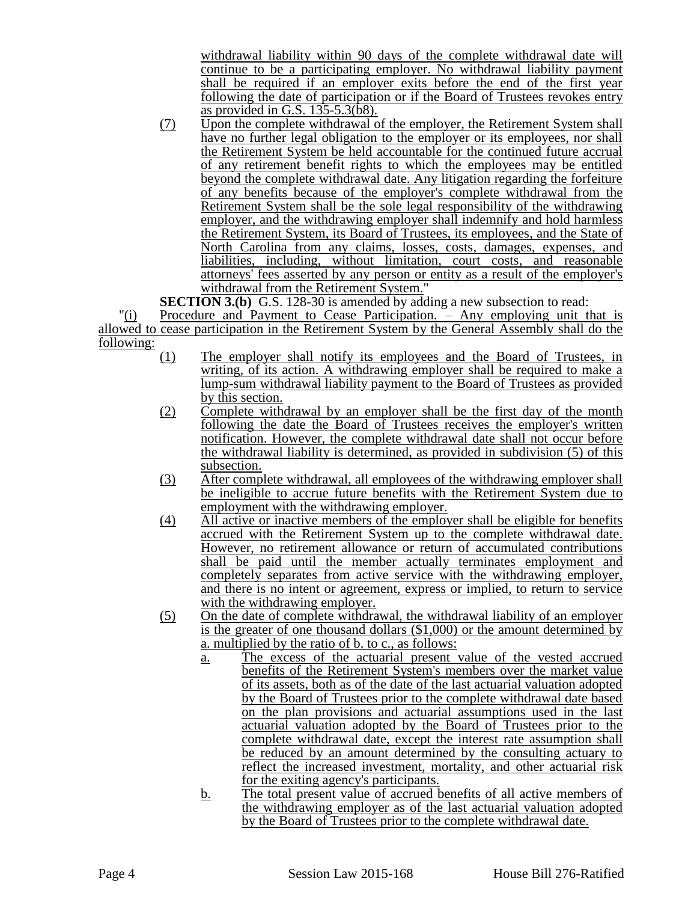withdrawal liability within 90 days of the complete withdrawal date will continue to be a participating employer. No withdrawal liability payment shall be required if an employer exits before the end of the first year following the date of participation or if the Board of Trustees revokes entry as provided in G.S. 135-5.3(b8).

(7) Upon the complete withdrawal of the employer, the Retirement System shall have no further legal obligation to the employer or its employees, nor shall the Retirement System be held accountable for the continued future accrual of any retirement benefit rights to which the employees may be entitled beyond the complete withdrawal date. Any litigation regarding the forfeiture of any benefits because of the employer's complete withdrawal from the Retirement System shall be the sole legal responsibility of the withdrawing employer, and the withdrawing employer shall indemnify and hold harmless the Retirement System, its Board of Trustees, its employees, and the State of North Carolina from any claims, losses, costs, damages, expenses, and liabilities, including, without limitation, court costs, and reasonable attorneys' fees asserted by any person or entity as a result of the employer's withdrawal from the Retirement System."

**SECTION 3.(b)** G.S. 128-30 is amended by adding a new subsection to read:

"(i) Procedure and Payment to Cease Participation. – Any employing unit that is allowed to cease participation in the Retirement System by the General Assembly shall do the following:

(1) The employer shall notify its employees and the Board of Trustees, in writing, of its action. A withdrawing employer shall be required to make a lump-sum withdrawal liability payment to the Board of Trustees as provided by this section.

(2) Complete withdrawal by an employer shall be the first day of the month following the date the Board of Trustees receives the employer's written notification. However, the complete withdrawal date shall not occur before the withdrawal liability is determined, as provided in subdivision (5) of this subsection.

(3) After complete withdrawal, all employees of the withdrawing employer shall be ineligible to accrue future benefits with the Retirement System due to employment with the withdrawing employer.

(4) All active or inactive members of the employer shall be eligible for benefits accrued with the Retirement System up to the complete withdrawal date. However, no retirement allowance or return of accumulated contributions shall be paid until the member actually terminates employment and completely separates from active service with the withdrawing employer, and there is no intent or agreement, express or implied, to return to service with the withdrawing employer.

(5) On the date of complete withdrawal, the withdrawal liability of an employer is the greater of one thousand dollars ($1,000) or the amount determined by a. multiplied by the ratio of b. to c., as follows:

a. The excess of the actuarial present value of the vested accrued benefits of the Retirement System's members over the market value of its assets, both as of the date of the last actuarial valuation adopted by the Board of Trustees prior to the complete withdrawal date based on the plan provisions and actuarial assumptions used in the last actuarial valuation adopted by the Board of Trustees prior to the complete withdrawal date, except the interest rate assumption shall be reduced by an amount determined by the consulting actuary to reflect the increased investment, mortality, and other actuarial risk for the exiting agency's participants.

b. The total present value of accrued benefits of all active members of the withdrawing employer as of the last actuarial valuation adopted by the Board of Trustees prior to the complete withdrawal date.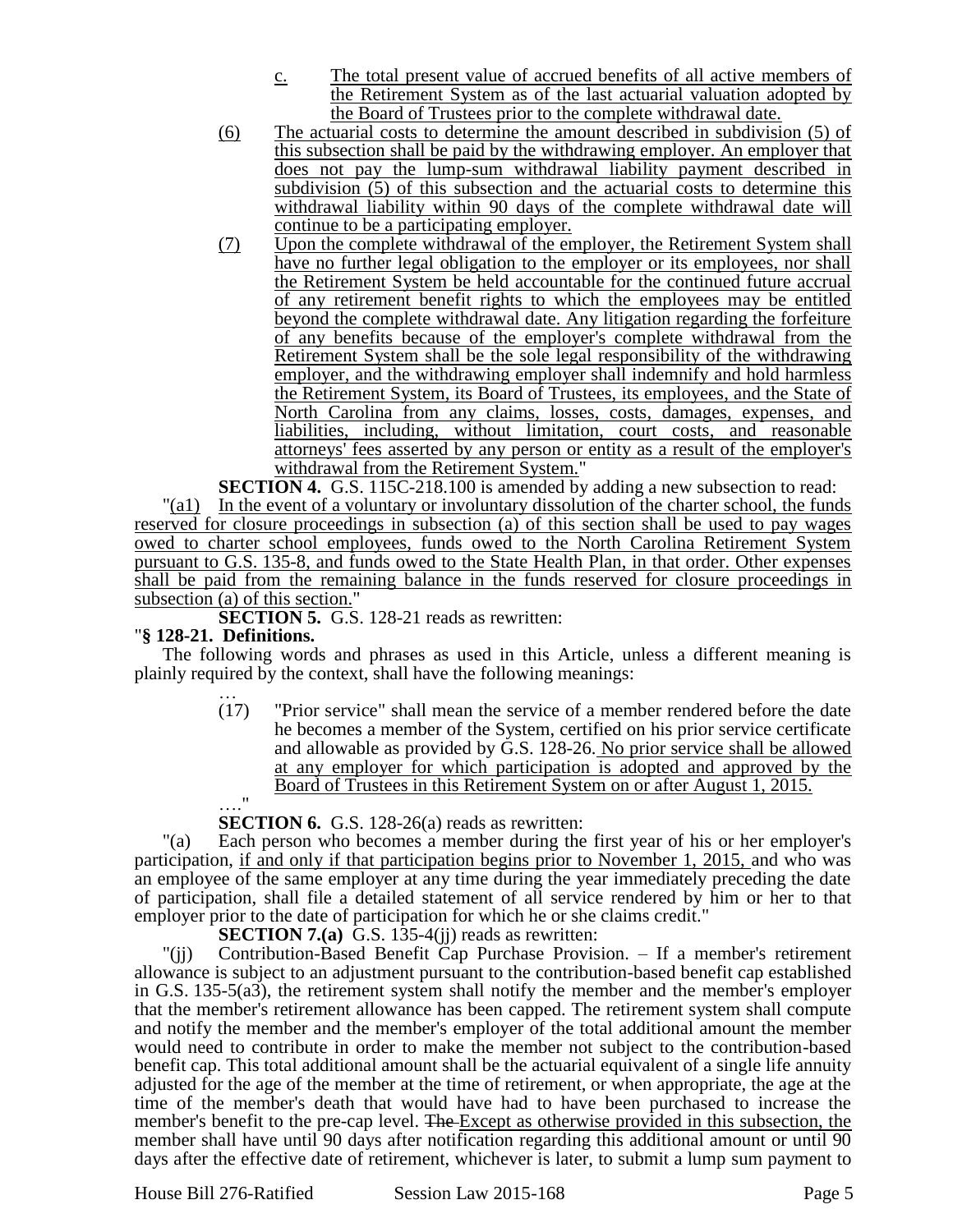c. The total present value of accrued benefits of all active members of the Retirement System as of the last actuarial valuation adopted by the Board of Trustees prior to the complete withdrawal date.

(6) The actuarial costs to determine the amount described in subdivision (5) of this subsection shall be paid by the withdrawing employer. An employer that does not pay the lump-sum withdrawal liability payment described in subdivision (5) of this subsection and the actuarial costs to determine this withdrawal liability within 90 days of the complete withdrawal date will continue to be a participating employer.

(7) Upon the complete withdrawal of the employer, the Retirement System shall have no further legal obligation to the employer or its employees, nor shall the Retirement System be held accountable for the continued future accrual of any retirement benefit rights to which the employees may be entitled beyond the complete withdrawal date. Any litigation regarding the forfeiture of any benefits because of the employer's complete withdrawal from the Retirement System shall be the sole legal responsibility of the withdrawing employer, and the withdrawing employer shall indemnify and hold harmless the Retirement System, its Board of Trustees, its employees, and the State of North Carolina from any claims, losses, costs, damages, expenses, and liabilities, including, without limitation, court costs, and reasonable attorneys' fees asserted by any person or entity as a result of the employer's withdrawal from the Retirement System."

**SECTION 4.** G.S. 115C-218.100 is amended by adding a new subsection to read:

"(a1) In the event of a voluntary or involuntary dissolution of the charter school, the funds reserved for closure proceedings in subsection (a) of this section shall be used to pay wages owed to charter school employees, funds owed to the North Carolina Retirement System pursuant to G.S. 135-8, and funds owed to the State Health Plan, in that order. Other expenses shall be paid from the remaining balance in the funds reserved for closure proceedings in subsection (a) of this section."

**SECTION 5.** G.S. 128-21 reads as rewritten:

"**§ 128-21. Definitions.**

The following words and phrases as used in this Article, unless a different meaning is plainly required by the context, shall have the following meanings:

…

(17) "Prior service" shall mean the service of a member rendered before the date he becomes a member of the System, certified on his prior service certificate and allowable as provided by G.S. 128-26. No prior service shall be allowed at any employer for which participation is adopted and approved by the Board of Trustees in this Retirement System on or after August 1, 2015.

…."

**SECTION 6.** G.S. 128-26(a) reads as rewritten:

"(a) Each person who becomes a member during the first year of his or her employer's participation, if and only if that participation begins prior to November 1, 2015, and who was an employee of the same employer at any time during the year immediately preceding the date of participation, shall file a detailed statement of all service rendered by him or her to that employer prior to the date of participation for which he or she claims credit."

**SECTION 7.(a)** G.S. 135-4(jj) reads as rewritten:

"(jj) Contribution-Based Benefit Cap Purchase Provision. – If a member's retirement allowance is subject to an adjustment pursuant to the contribution-based benefit cap established in G.S. 135-5(a3), the retirement system shall notify the member and the member's employer that the member's retirement allowance has been capped. The retirement system shall compute and notify the member and the member's employer of the total additional amount the member would need to contribute in order to make the member not subject to the contribution-based benefit cap. This total additional amount shall be the actuarial equivalent of a single life annuity adjusted for the age of the member at the time of retirement, or when appropriate, the age at the time of the member's death that would have had to have been purchased to increase the member's benefit to the pre-cap level. ~~The~~ Except as otherwise provided in this subsection, the member shall have until 90 days after notification regarding this additional amount or until 90 days after the effective date of retirement, whichever is later, to submit a lump sum payment to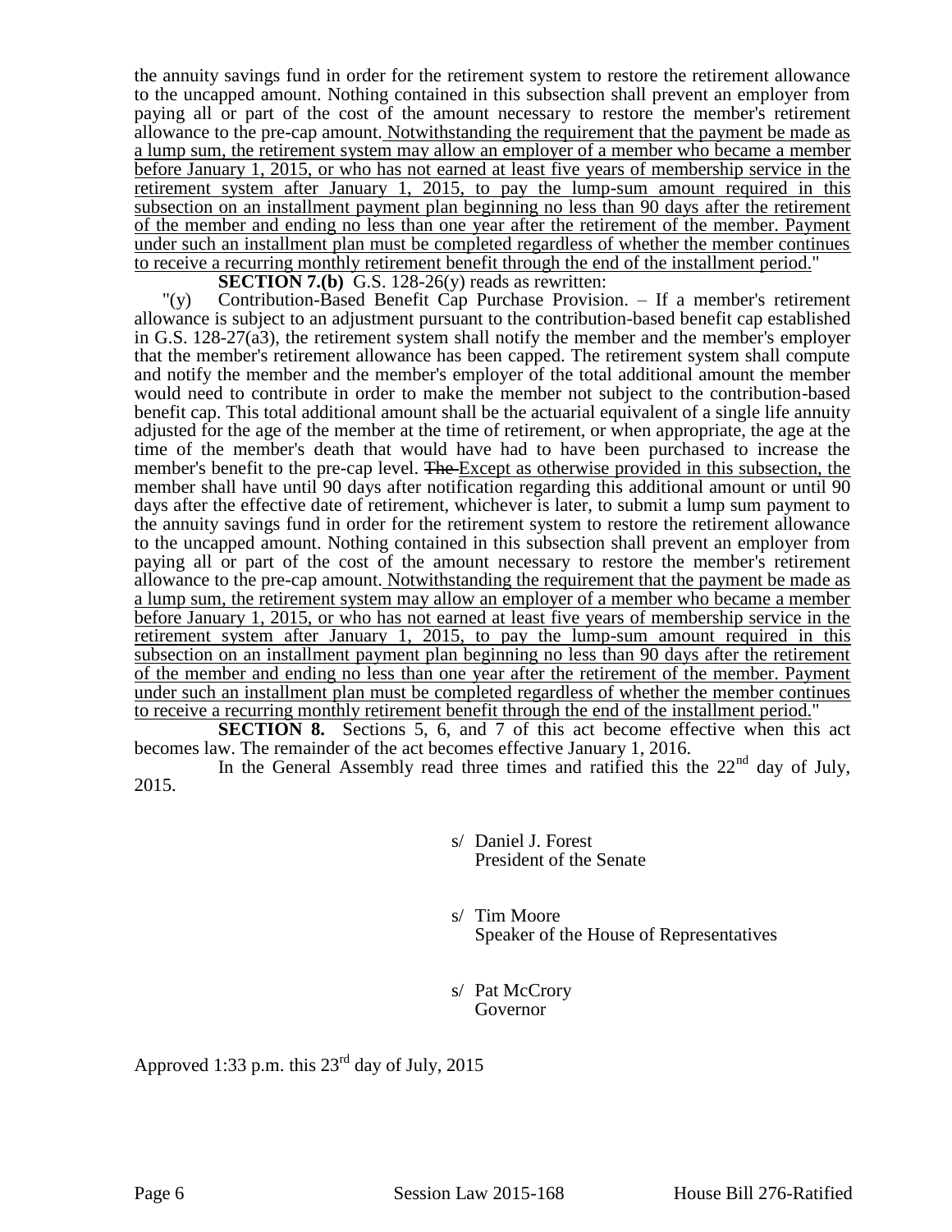the annuity savings fund in order for the retirement system to restore the retirement allowance to the uncapped amount. Nothing contained in this subsection shall prevent an employer from paying all or part of the cost of the amount necessary to restore the member's retirement allowance to the pre-cap amount. Notwithstanding the requirement that the payment be made as a lump sum, the retirement system may allow an employer of a member who became a member before January 1, 2015, or who has not earned at least five years of membership service in the retirement system after January 1, 2015, to pay the lump-sum amount required in this subsection on an installment payment plan beginning no less than 90 days after the retirement of the member and ending no less than one year after the retirement of the member. Payment under such an installment plan must be completed regardless of whether the member continues to receive a recurring monthly retirement benefit through the end of the installment period."

**SECTION 7.(b)** G.S. 128-26(y) reads as rewritten:

"(y) Contribution-Based Benefit Cap Purchase Provision. – If a member's retirement allowance is subject to an adjustment pursuant to the contribution-based benefit cap established in G.S. 128-27(a3), the retirement system shall notify the member and the member's employer that the member's retirement allowance has been capped. The retirement system shall compute and notify the member and the member's employer of the total additional amount the member would need to contribute in order to make the member not subject to the contribution-based benefit cap. This total additional amount shall be the actuarial equivalent of a single life annuity adjusted for the age of the member at the time of retirement, or when appropriate, the age at the time of the member's death that would have had to have been purchased to increase the member's benefit to the pre-cap level. ~~The~~ Except as otherwise provided in this subsection, the member shall have until 90 days after notification regarding this additional amount or until 90 days after the effective date of retirement, whichever is later, to submit a lump sum payment to the annuity savings fund in order for the retirement system to restore the retirement allowance to the uncapped amount. Nothing contained in this subsection shall prevent an employer from paying all or part of the cost of the amount necessary to restore the member's retirement allowance to the pre-cap amount. Notwithstanding the requirement that the payment be made as a lump sum, the retirement system may allow an employer of a member who became a member before January 1, 2015, or who has not earned at least five years of membership service in the retirement system after January 1, 2015, to pay the lump-sum amount required in this subsection on an installment payment plan beginning no less than 90 days after the retirement of the member and ending no less than one year after the retirement of the member. Payment under such an installment plan must be completed regardless of whether the member continues to receive a recurring monthly retirement benefit through the end of the installment period."

**SECTION 8.** Sections 5, 6, and 7 of this act become effective when this act becomes law. The remainder of the act becomes effective January 1, 2016.

In the General Assembly read three times and ratified this the 22nd day of July, 2015.

s/ Daniel J. Forest
President of the Senate

s/ Tim Moore
Speaker of the House of Representatives

s/ Pat McCrory
Governor

Approved 1:33 p.m. this 23rd day of July, 2015